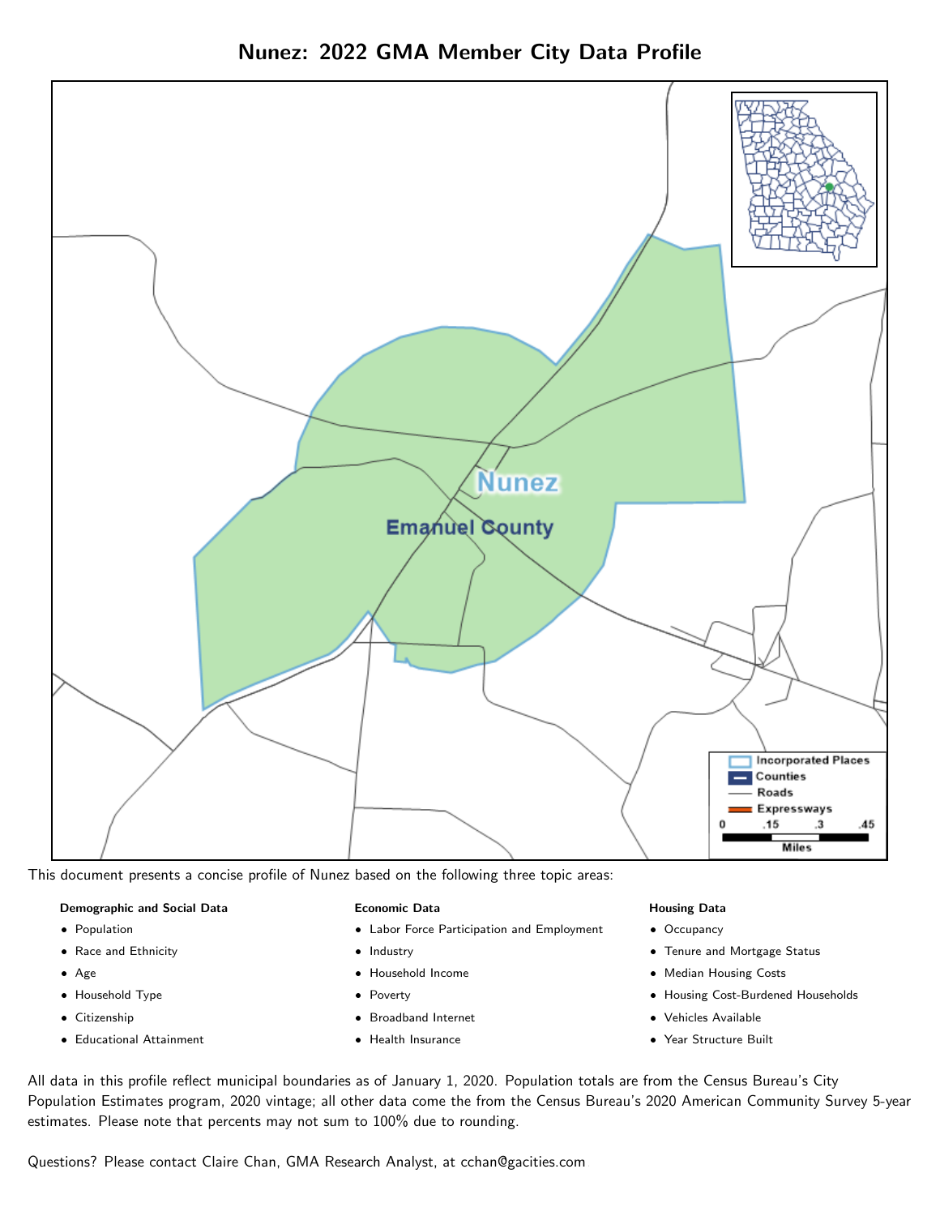# Nunez: 2022 GMA Member City Data Profile

This document presents a concise profile of Nunez based on the following three topic areas:

**Demographic and Social Data**

- Population
- Race and Ethnicity
- Age
- Household Type
- Citizenship
- Educational Attainment

**Economic Data**

- Labor Force Participation and Employment
- Industry
- Household Income
- Poverty
- Broadband Internet
- Health Insurance

**Housing Data**

- Occupancy
- Tenure and Mortgage Status
- Median Housing Costs
- Housing Cost-Burdened Households
- Vehicles Available
- Year Structure Built

All data in this profile reflect municipal boundaries as of January 1, 2020. Population totals are from the Census Bureau's City Population Estimates program, 2020 vintage; all other data come the from the Census Bureau's 2020 American Community Survey 5-year estimates. Please note that percents may not sum to 100% due to rounding.

Questions? Please contact Claire Chan, GMA Research Analyst, at cchan@gacities.com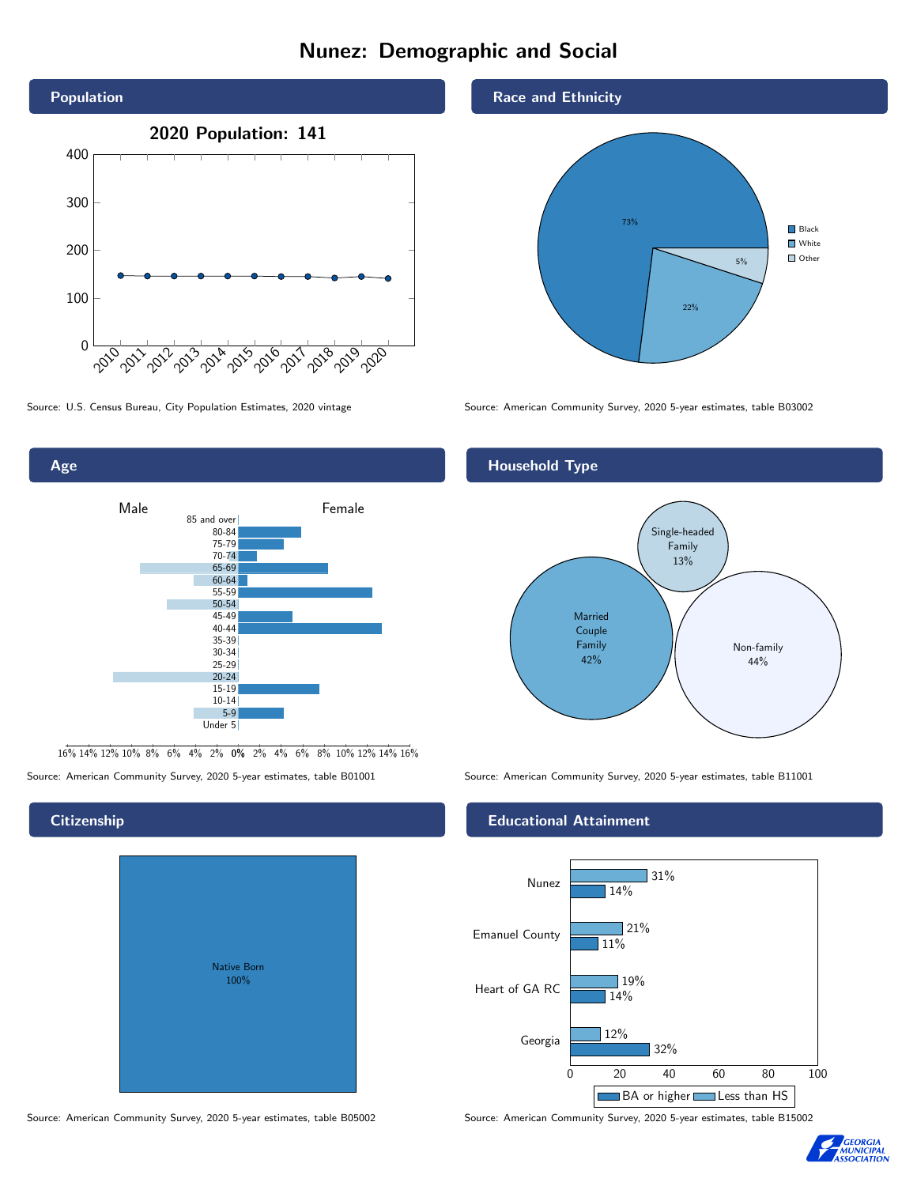# Nunez: Demographic and Social

## Population

**2020 Population: 141**

Source: U.S. Census Bureau, City Population Estimates, 2020 vintage

## Race and Ethnicity

| Race | Percent |
| --- | --- |
| Black | 73% |
| White | 22% |
| Other | 5% |

Source: American Community Survey, 2020 5-year estimates, table B03002

## Age

Male / Female

Age groups: 85 and over, 80-84, 75-79, 70-74, 65-69, 60-64, 55-59, 50-54, 45-49, 40-44, 35-39, 30-34, 25-29, 20-24, 15-19, 10-14, 5-9, Under 5

Source: American Community Survey, 2020 5-year estimates, table B01001

## Household Type

| Household Type | Percent |
| --- | --- |
| Married Couple Family | 42% |
| Single-headed Family | 13% |
| Non-family | 44% |

Source: American Community Survey, 2020 5-year estimates, table B11001

## Citizenship

| Citizenship | Percent |
| --- | --- |
| Native Born | 100% |

Source: American Community Survey, 2020 5-year estimates, table B05002

## Educational Attainment

| Area | Less than HS | BA or higher |
| --- | --- | --- |
| Nunez | 31% | 14% |
| Emanuel County | 21% | 11% |
| Heart of GA RC | 19% | 14% |
| Georgia | 12% | 32% |

Source: American Community Survey, 2020 5-year estimates, table B15002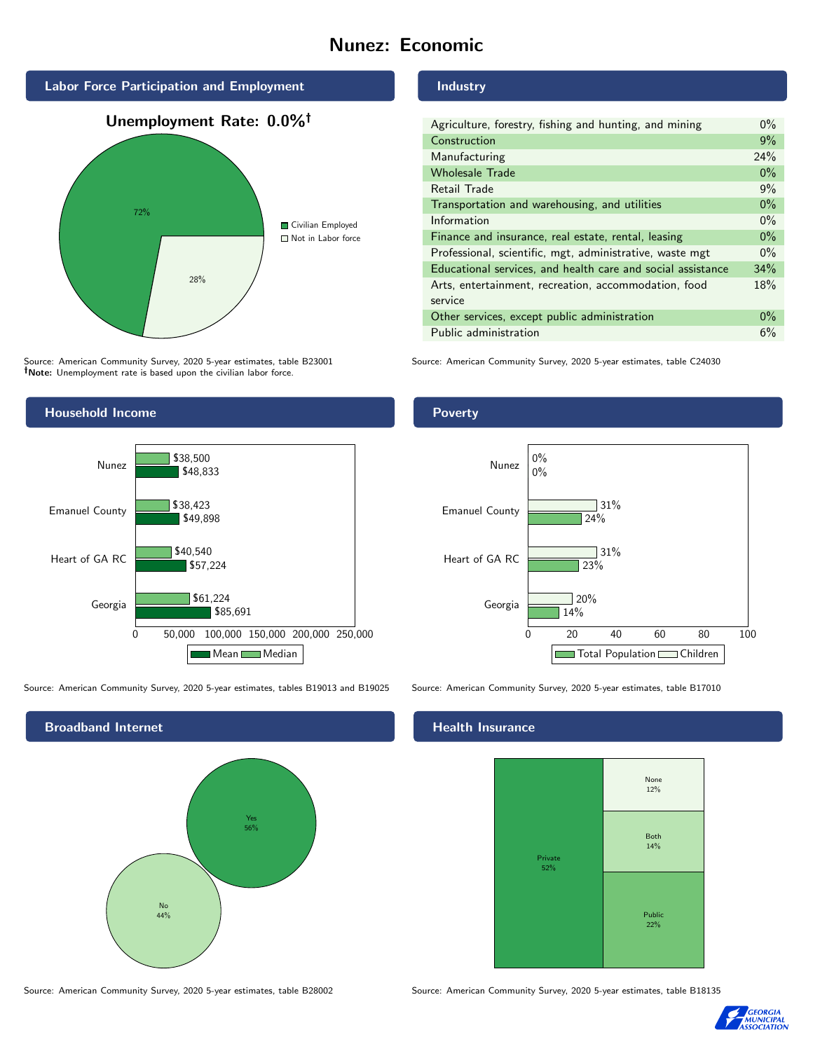# Nunez: Economic

## Labor Force Participation and Employment

**Unemployment Rate: 0.0%†**

| Category | Percent |
|---|---|
| Civilian Employed | 72% |
| Not in Labor force | 28% |

Source: American Community Survey, 2020 5-year estimates, table B23001
**†Note:** Unemployment rate is based upon the civilian labor force.

## Industry

| Industry | Percent |
|---|---|
| Agriculture, forestry, fishing and hunting, and mining | 0% |
| Construction | 9% |
| Manufacturing | 24% |
| Wholesale Trade | 0% |
| Retail Trade | 9% |
| Transportation and warehousing, and utilities | 0% |
| Information | 0% |
| Finance and insurance, real estate, rental, leasing | 0% |
| Professional, scientific, mgt, administrative, waste mgt | 0% |
| Educational services, and health care and social assistance | 34% |
| Arts, entertainment, recreation, accommodation, food service | 18% |
| Other services, except public administration | 0% |
| Public administration | 6% |

Source: American Community Survey, 2020 5-year estimates, table C24030

## Household Income

| | Median | Mean |
|---|---|---|
| Nunez | $38,500 | $48,833 |
| Emanuel County | $38,423 | $49,898 |
| Heart of GA RC | $40,540 | $57,224 |
| Georgia | $61,224 | $85,691 |

Source: American Community Survey, 2020 5-year estimates, tables B19013 and B19025

## Poverty

| | Children | Total Population |
|---|---|---|
| Nunez | 0% | 0% |
| Emanuel County | 31% | 24% |
| Heart of GA RC | 31% | 23% |
| Georgia | 20% | 14% |

Source: American Community Survey, 2020 5-year estimates, table B17010

## Broadband Internet

| Response | Percent |
|---|---|
| Yes | 56% |
| No | 44% |

Source: American Community Survey, 2020 5-year estimates, table B28002

## Health Insurance

| Type | Percent |
|---|---|
| Private | 52% |
| Public | 22% |
| Both | 14% |
| None | 12% |

Source: American Community Survey, 2020 5-year estimates, table B18135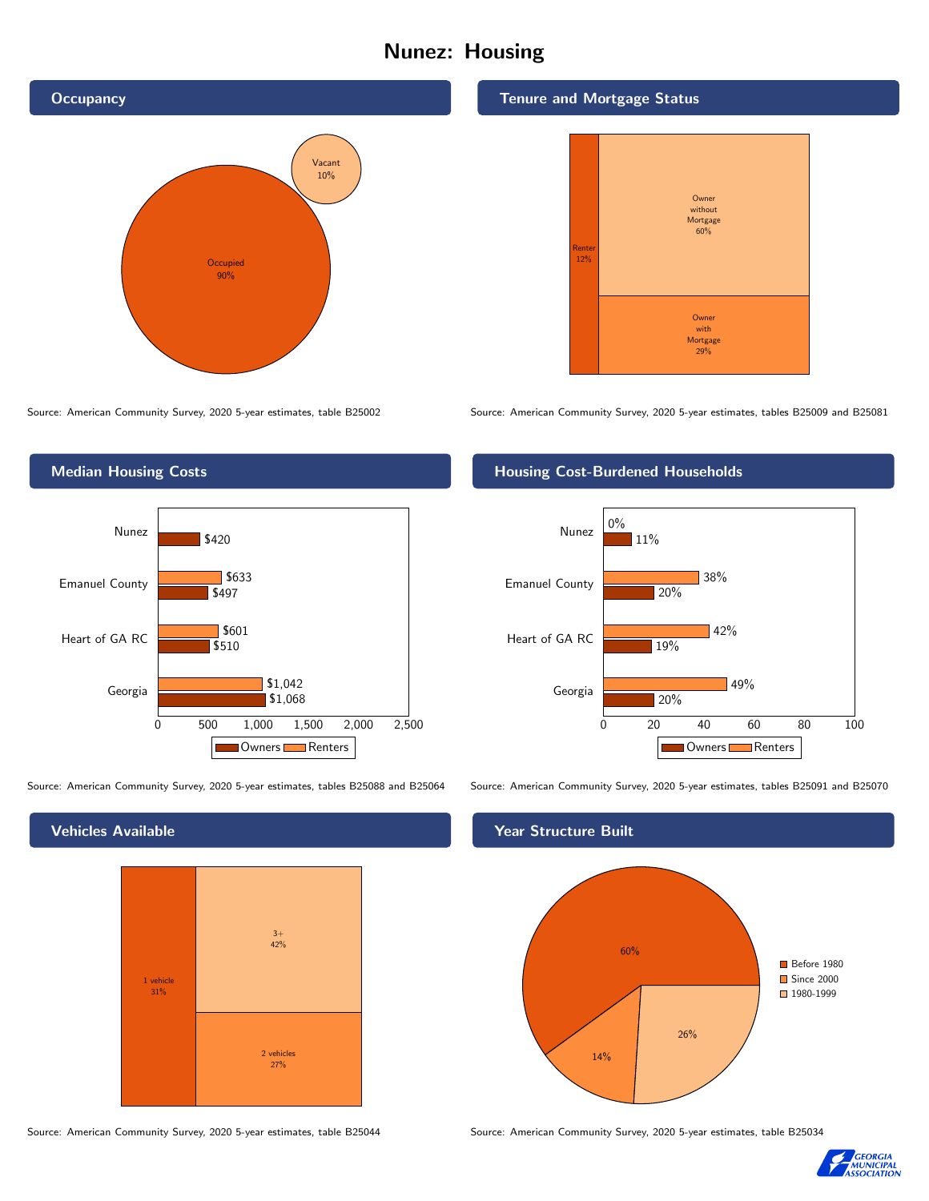# Nunez: Housing

## Occupancy

Vacant
10%

Occupied
90%

Source: American Community Survey, 2020 5-year estimates, table B25002

## Tenure and Mortgage Status

Renter
12%

Owner
without
Mortgage
60%

Owner
with
Mortgage
29%

Source: American Community Survey, 2020 5-year estimates, tables B25009 and B25081

## Median Housing Costs

Nunez
$420

Emanuel County
$633
$497

Heart of GA RC
$601
$510

Georgia
$1,042
$1,068

0 500 1,000 1,500 2,000 2,500

Owners Renters

Source: American Community Survey, 2020 5-year estimates, tables B25088 and B25064

## Housing Cost-Burdened Households

Nunez
0%
11%

Emanuel County
38%
20%

Heart of GA RC
42%
19%

Georgia
49%
20%

0 20 40 60 80 100

Owners Renters

Source: American Community Survey, 2020 5-year estimates, tables B25091 and B25070

## Vehicles Available

1 vehicle
31%

3+
42%

2 vehicles
27%

Source: American Community Survey, 2020 5-year estimates, table B25044

## Year Structure Built

60%

14%

26%

Before 1980
Since 2000
1980-1999

Source: American Community Survey, 2020 5-year estimates, table B25034